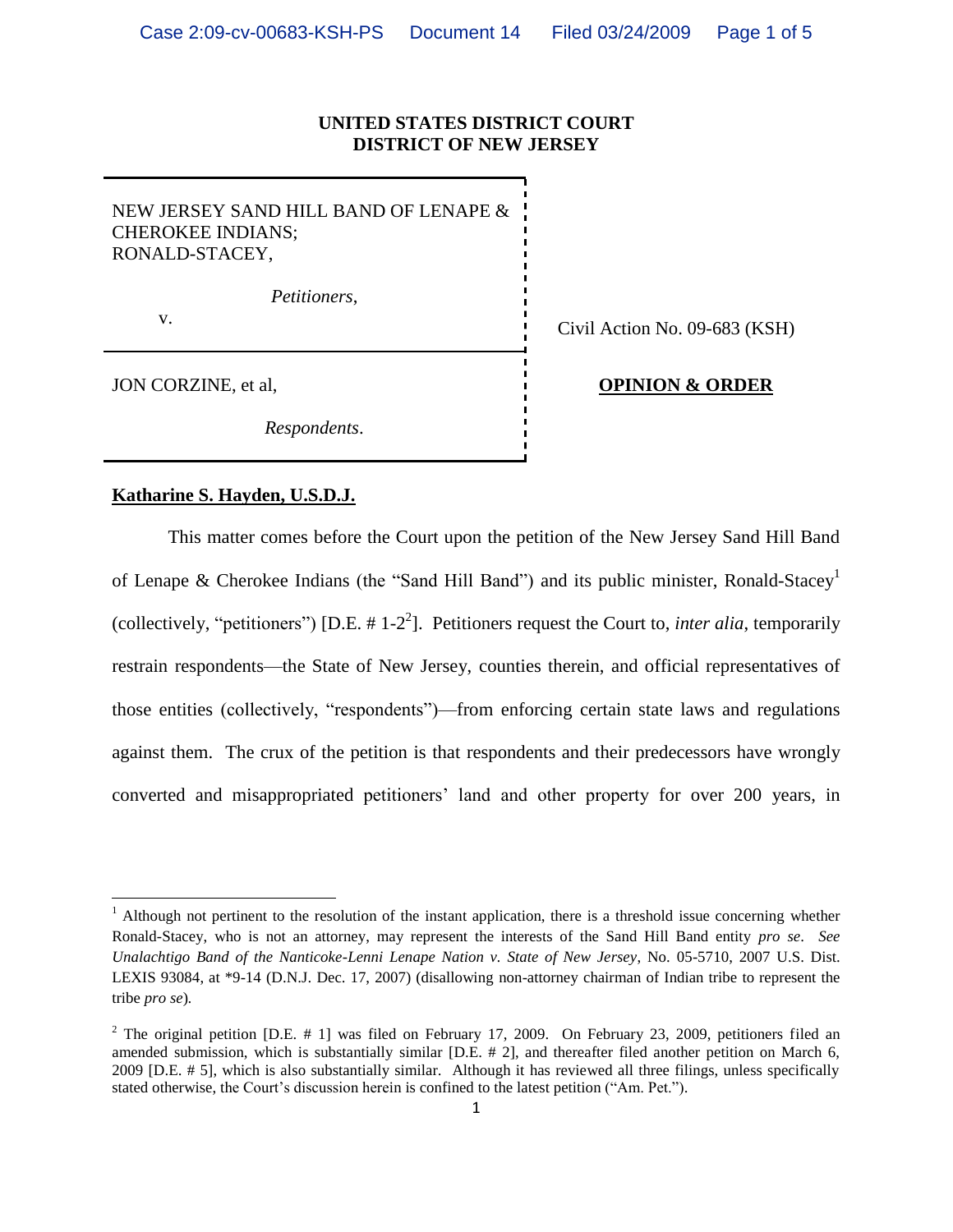**UNITED STATES DISTRICT COURT**
**DISTRICT OF NEW JERSEY**

| | |
|---|---|
| NEW JERSEY SAND HILL BAND OF LENAPE & CHEROKEE INDIANS; RONALD-STACEY, *Petitioners*, v. | Civil Action No. 09-683 (KSH) |
| JON CORZINE, et al, *Respondents*. | **OPINION & ORDER** |

**Katharine S. Hayden, U.S.D.J.**

This matter comes before the Court upon the petition of the New Jersey Sand Hill Band of Lenape & Cherokee Indians (the "Sand Hill Band") and its public minister, Ronald-Stacey[1] (collectively, "petitioners") [D.E. # 1-2[2]]. Petitioners request the Court to, *inter alia*, temporarily restrain respondents—the State of New Jersey, counties therein, and official representatives of those entities (collectively, "respondents")—from enforcing certain state laws and regulations against them. The crux of the petition is that respondents and their predecessors have wrongly converted and misappropriated petitioners' land and other property for over 200 years, in

---

[1] Although not pertinent to the resolution of the instant application, there is a threshold issue concerning whether Ronald-Stacey, who is not an attorney, may represent the interests of the Sand Hill Band entity *pro se*. *See Unalachtigo Band of the Nanticoke-Lenni Lenape Nation v. State of New Jersey*, No. 05-5710, 2007 U.S. Dist. LEXIS 93084, at *9-14 (D.N.J. Dec. 17, 2007) (disallowing non-attorney chairman of Indian tribe to represent the tribe *pro se*).

[2] The original petition [D.E. # 1] was filed on February 17, 2009. On February 23, 2009, petitioners filed an amended submission, which is substantially similar [D.E. # 2], and thereafter filed another petition on March 6, 2009 [D.E. # 5], which is also substantially similar. Although it has reviewed all three filings, unless specifically stated otherwise, the Court's discussion herein is confined to the latest petition ("Am. Pet.").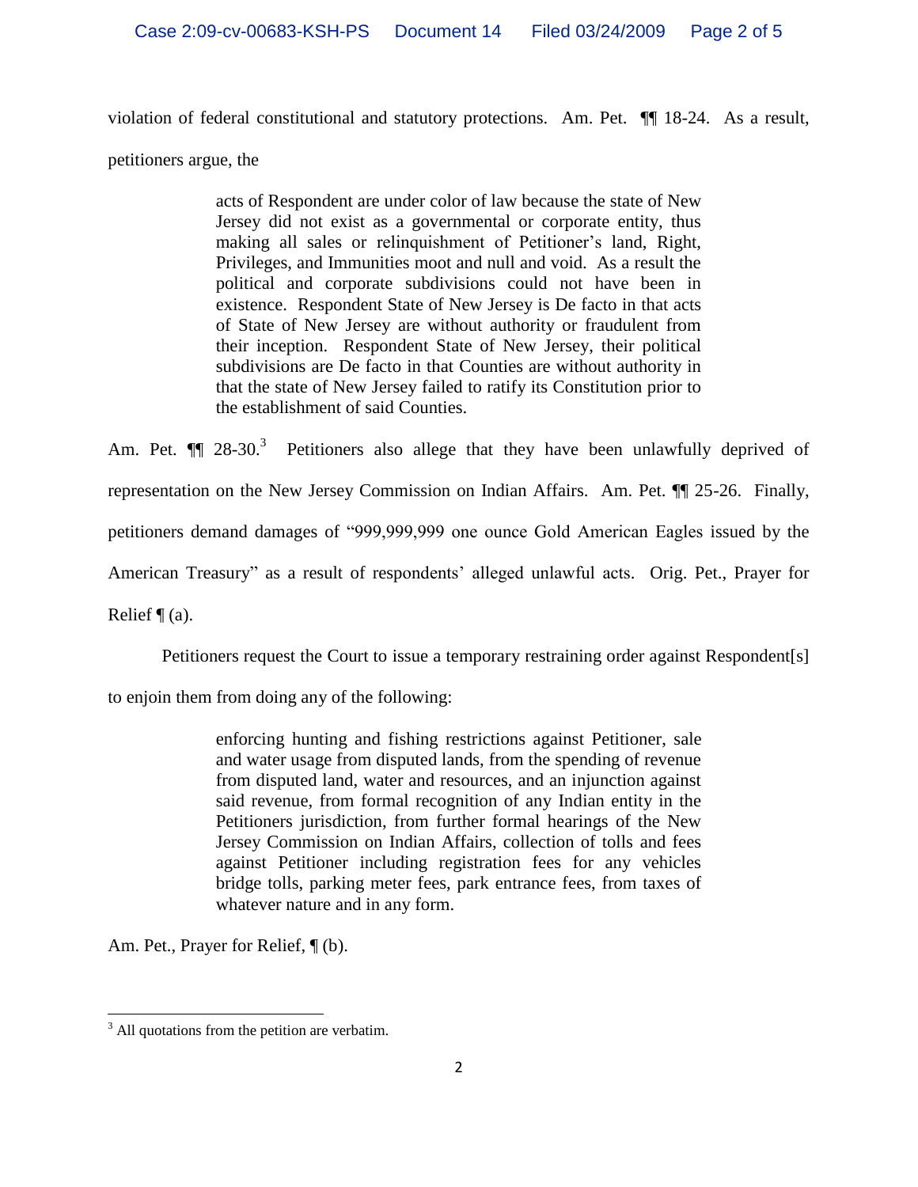violation of federal constitutional and statutory protections. Am. Pet. ¶¶ 18-24. As a result, petitioners argue, the

> acts of Respondent are under color of law because the state of New Jersey did not exist as a governmental or corporate entity, thus making all sales or relinquishment of Petitioner's land, Right, Privileges, and Immunities moot and null and void. As a result the political and corporate subdivisions could not have been in existence. Respondent State of New Jersey is De facto in that acts of State of New Jersey are without authority or fraudulent from their inception. Respondent State of New Jersey, their political subdivisions are De facto in that Counties are without authority in that the state of New Jersey failed to ratify its Constitution prior to the establishment of said Counties.

Am. Pet. ¶¶ 28-30.[3] Petitioners also allege that they have been unlawfully deprived of representation on the New Jersey Commission on Indian Affairs. Am. Pet. ¶¶ 25-26. Finally, petitioners demand damages of "999,999,999 one ounce Gold American Eagles issued by the American Treasury" as a result of respondents' alleged unlawful acts. Orig. Pet., Prayer for Relief ¶ (a).

Petitioners request the Court to issue a temporary restraining order against Respondent[s] to enjoin them from doing any of the following:

> enforcing hunting and fishing restrictions against Petitioner, sale and water usage from disputed lands, from the spending of revenue from disputed land, water and resources, and an injunction against said revenue, from formal recognition of any Indian entity in the Petitioners jurisdiction, from further formal hearings of the New Jersey Commission on Indian Affairs, collection of tolls and fees against Petitioner including registration fees for any vehicles bridge tolls, parking meter fees, park entrance fees, from taxes of whatever nature and in any form.

Am. Pet., Prayer for Relief, ¶ (b).

---

[3] All quotations from the petition are verbatim.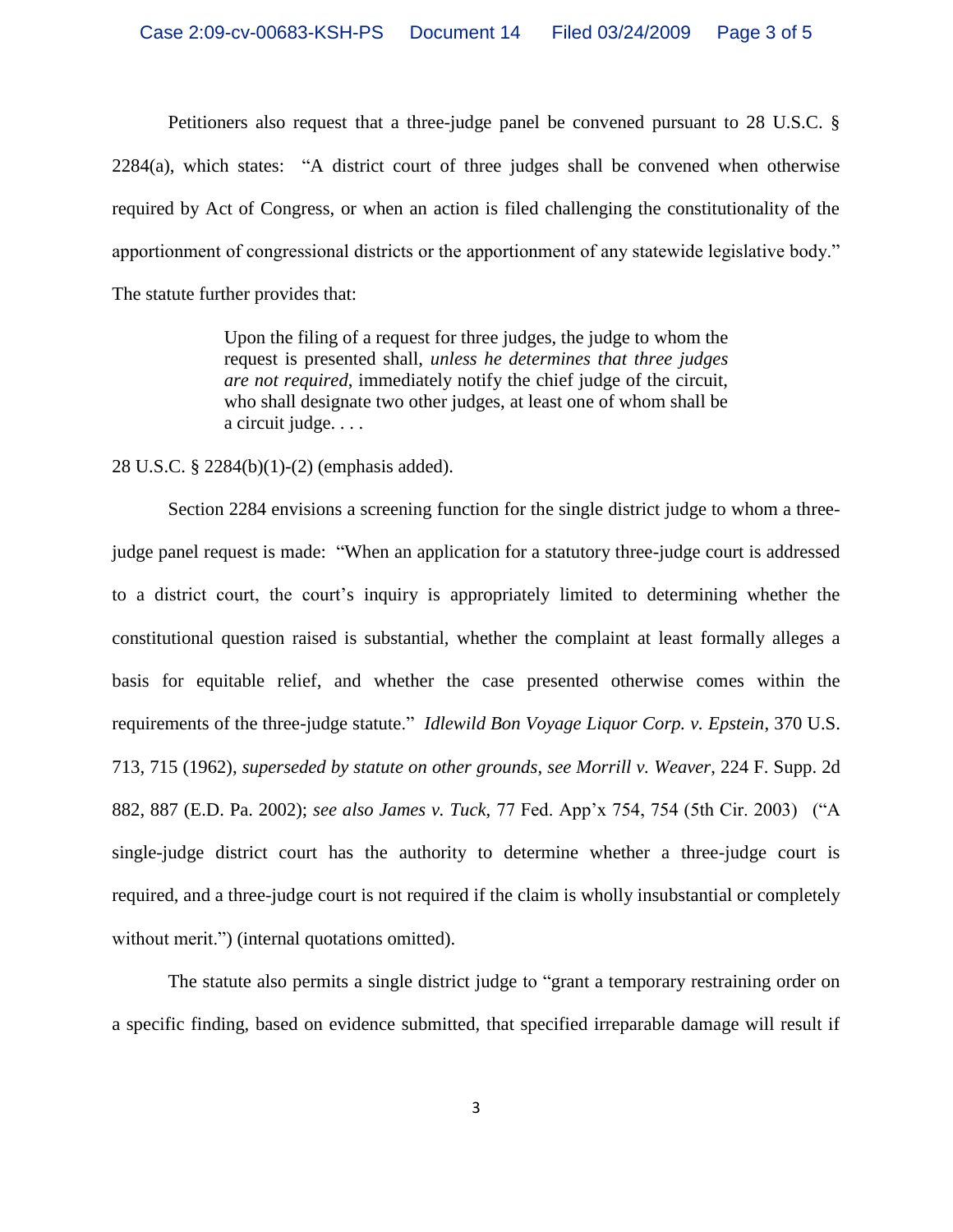Petitioners also request that a three-judge panel be convened pursuant to 28 U.S.C. § 2284(a), which states: "A district court of three judges shall be convened when otherwise required by Act of Congress, or when an action is filed challenging the constitutionality of the apportionment of congressional districts or the apportionment of any statewide legislative body." The statute further provides that:

> Upon the filing of a request for three judges, the judge to whom the request is presented shall, *unless he determines that three judges are not required*, immediately notify the chief judge of the circuit, who shall designate two other judges, at least one of whom shall be a circuit judge. . . .

28 U.S.C. § 2284(b)(1)-(2) (emphasis added).

Section 2284 envisions a screening function for the single district judge to whom a three-judge panel request is made: "When an application for a statutory three-judge court is addressed to a district court, the court's inquiry is appropriately limited to determining whether the constitutional question raised is substantial, whether the complaint at least formally alleges a basis for equitable relief, and whether the case presented otherwise comes within the requirements of the three-judge statute." *Idlewild Bon Voyage Liquor Corp. v. Epstein*, 370 U.S. 713, 715 (1962), *superseded by statute on other grounds*, *see Morrill v. Weaver*, 224 F. Supp. 2d 882, 887 (E.D. Pa. 2002); *see also James v. Tuck*, 77 Fed. App'x 754, 754 (5th Cir. 2003) ("A single-judge district court has the authority to determine whether a three-judge court is required, and a three-judge court is not required if the claim is wholly insubstantial or completely without merit.") (internal quotations omitted).

The statute also permits a single district judge to "grant a temporary restraining order on a specific finding, based on evidence submitted, that specified irreparable damage will result if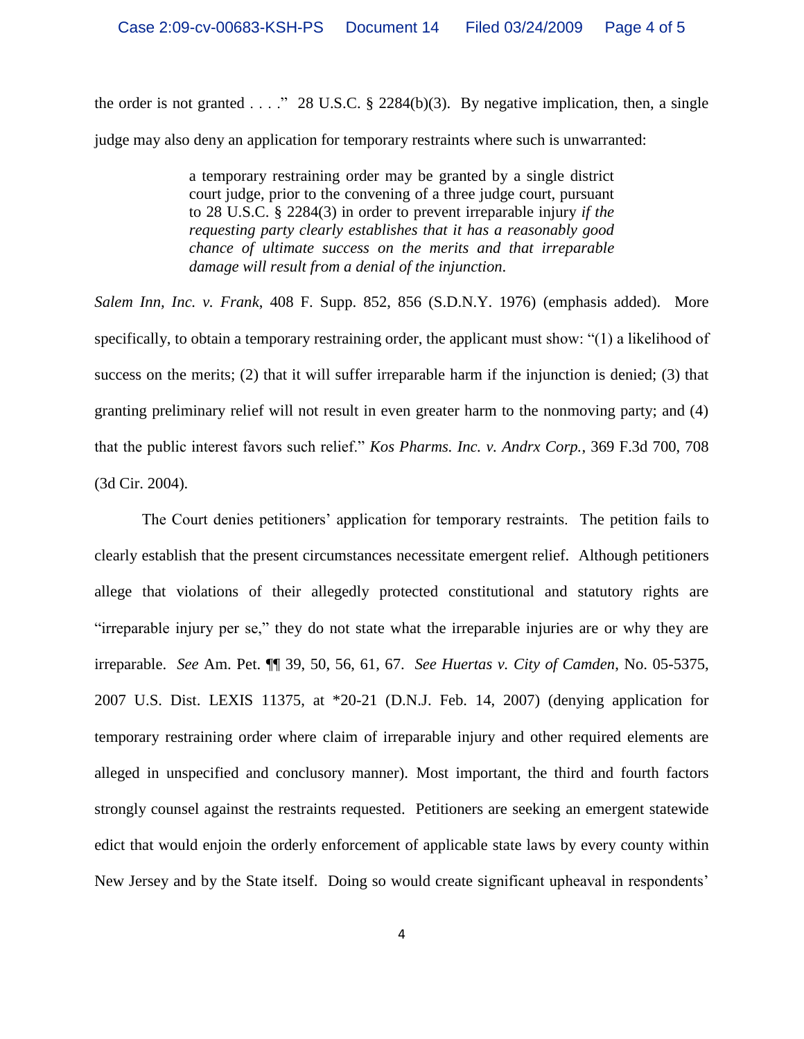the order is not granted . . . ." 28 U.S.C. § 2284(b)(3). By negative implication, then, a single judge may also deny an application for temporary restraints where such is unwarranted:

> a temporary restraining order may be granted by a single district court judge, prior to the convening of a three judge court, pursuant to 28 U.S.C. § 2284(3) in order to prevent irreparable injury *if the requesting party clearly establishes that it has a reasonably good chance of ultimate success on the merits and that irreparable damage will result from a denial of the injunction*.

*Salem Inn, Inc. v. Frank*, 408 F. Supp. 852, 856 (S.D.N.Y. 1976) (emphasis added). More specifically, to obtain a temporary restraining order, the applicant must show: "(1) a likelihood of success on the merits; (2) that it will suffer irreparable harm if the injunction is denied; (3) that granting preliminary relief will not result in even greater harm to the nonmoving party; and (4) that the public interest favors such relief." *Kos Pharms. Inc. v. Andrx Corp.*, 369 F.3d 700, 708 (3d Cir. 2004).

The Court denies petitioners' application for temporary restraints. The petition fails to clearly establish that the present circumstances necessitate emergent relief. Although petitioners allege that violations of their allegedly protected constitutional and statutory rights are "irreparable injury per se," they do not state what the irreparable injuries are or why they are irreparable. *See* Am. Pet. ¶¶ 39, 50, 56, 61, 67. *See Huertas v. City of Camden*, No. 05-5375, 2007 U.S. Dist. LEXIS 11375, at *20-21 (D.N.J. Feb. 14, 2007) (denying application for temporary restraining order where claim of irreparable injury and other required elements are alleged in unspecified and conclusory manner). Most important, the third and fourth factors strongly counsel against the restraints requested. Petitioners are seeking an emergent statewide edict that would enjoin the orderly enforcement of applicable state laws by every county within New Jersey and by the State itself. Doing so would create significant upheaval in respondents'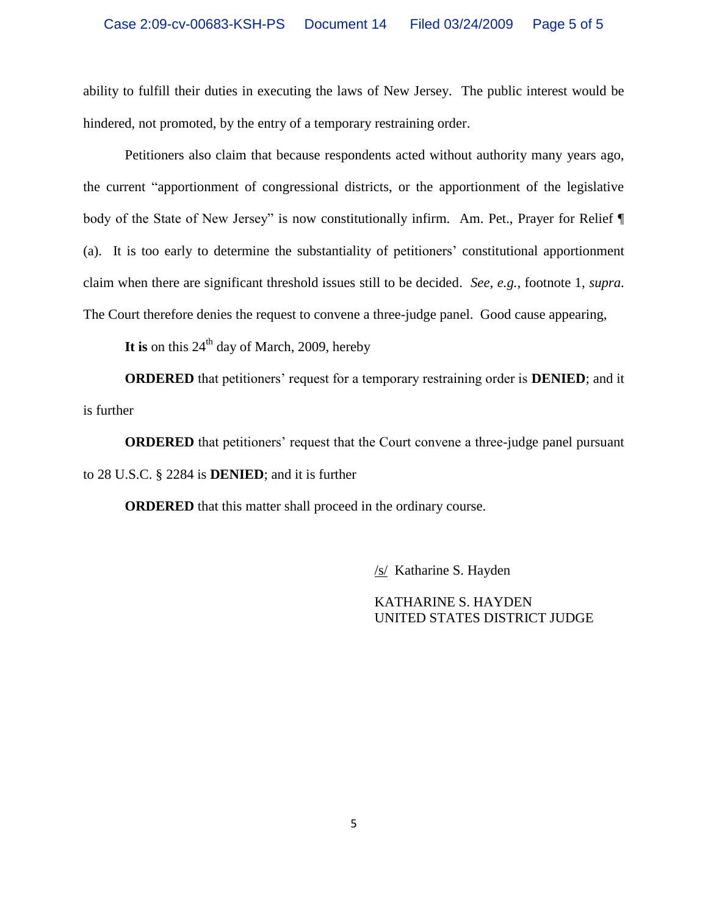ability to fulfill their duties in executing the laws of New Jersey. The public interest would be hindered, not promoted, by the entry of a temporary restraining order.

Petitioners also claim that because respondents acted without authority many years ago, the current "apportionment of congressional districts, or the apportionment of the legislative body of the State of New Jersey" is now constitutionally infirm. Am. Pet., Prayer for Relief ¶ (a). It is too early to determine the substantiality of petitioners' constitutional apportionment claim when there are significant threshold issues still to be decided. *See, e.g.*, footnote 1, *supra*. The Court therefore denies the request to convene a three-judge panel. Good cause appearing,

**It is** on this 24th day of March, 2009, hereby

**ORDERED** that petitioners' request for a temporary restraining order is **DENIED**; and it is further

**ORDERED** that petitioners' request that the Court convene a three-judge panel pursuant to 28 U.S.C. § 2284 is **DENIED**; and it is further

**ORDERED** that this matter shall proceed in the ordinary course.

/s/ Katharine S. Hayden

KATHARINE S. HAYDEN
UNITED STATES DISTRICT JUDGE